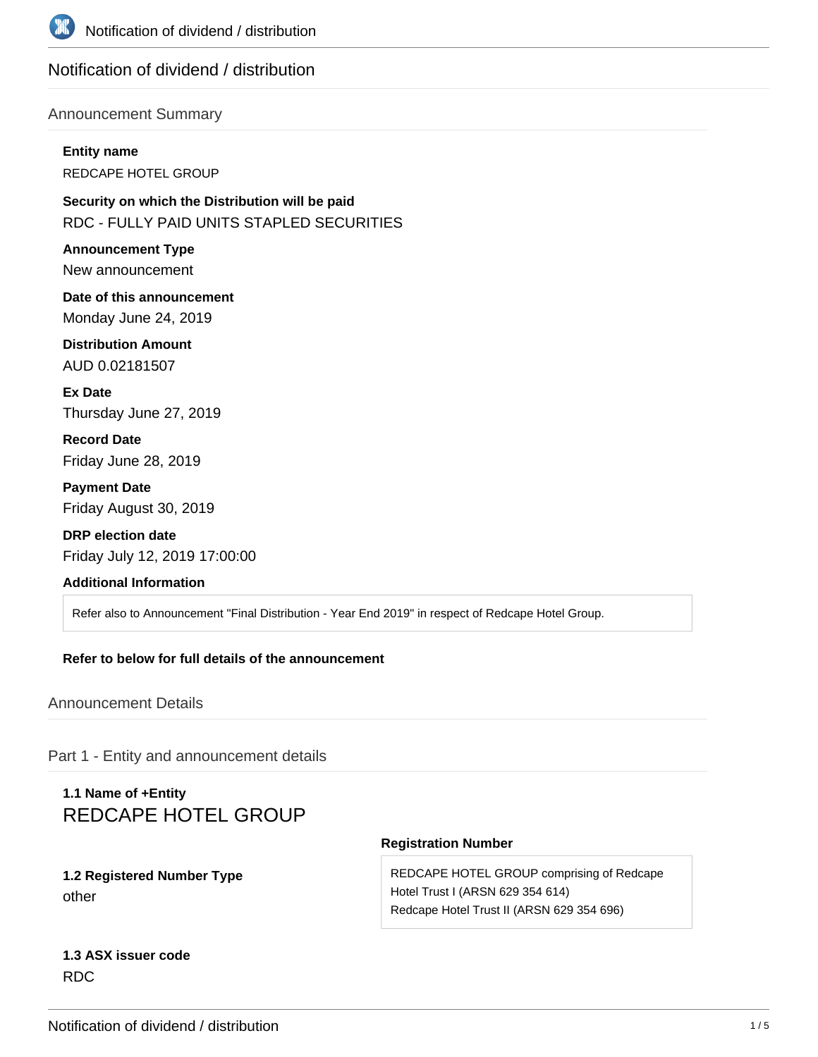# Notification of dividend / distribution

## Announcement Summary

**Entity name**

REDCAPE HOTEL GROUP

**Security on which the Distribution will be paid**

RDC - FULLY PAID UNITS STAPLED SECURITIES

**Announcement Type**

New announcement

**Date of this announcement**

Monday June 24, 2019

**Distribution Amount**

AUD 0.02181507

**Ex Date**

Thursday June 27, 2019

**Record Date**

Friday June 28, 2019

**Payment Date**

Friday August 30, 2019

**DRP election date**

Friday July 12, 2019 17:00:00

**Additional Information**

Refer also to Announcement "Final Distribution - Year End 2019" in respect of Redcape Hotel Group.

**Refer to below for full details of the announcement**

## Announcement Details

## Part 1 - Entity and announcement details

**1.1 Name of +Entity**

REDCAPE HOTEL GROUP

**1.2 Registered Number Type**

other

**Registration Number**

REDCAPE HOTEL GROUP comprising of Redcape Hotel Trust I (ARSN 629 354 614)
Redcape Hotel Trust II (ARSN 629 354 696)

**1.3 ASX issuer code**

RDC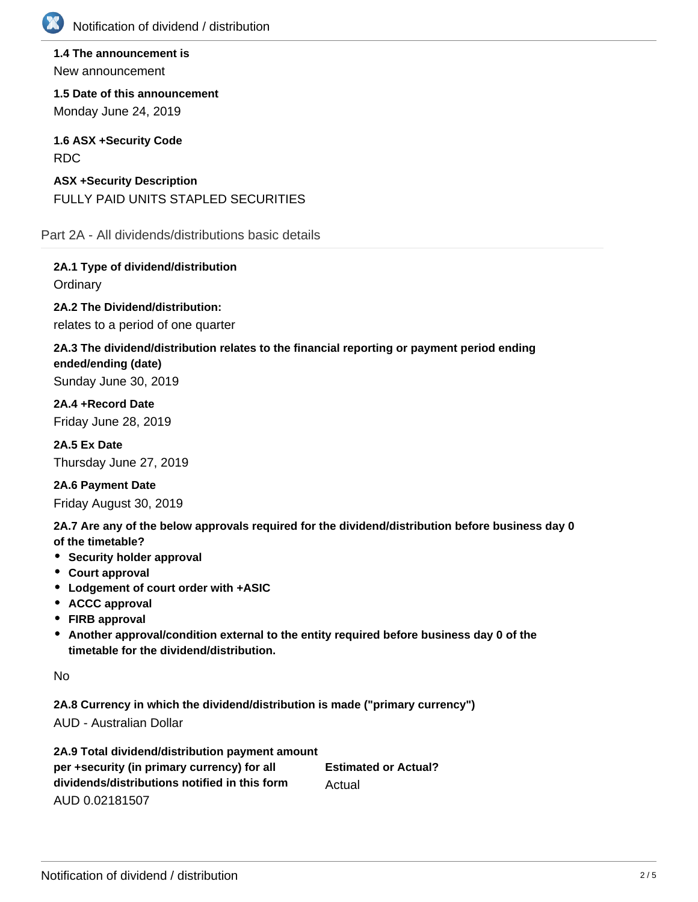**1.4 The announcement is**

New announcement

**1.5 Date of this announcement**

Monday June 24, 2019

**1.6 ASX +Security Code**

RDC

**ASX +Security Description**

FULLY PAID UNITS STAPLED SECURITIES

## Part 2A - All dividends/distributions basic details

**2A.1 Type of dividend/distribution**

Ordinary

**2A.2 The Dividend/distribution:**

relates to a period of one quarter

**2A.3 The dividend/distribution relates to the financial reporting or payment period ending ended/ending (date)**

Sunday June 30, 2019

**2A.4 +Record Date**

Friday June 28, 2019

**2A.5 Ex Date**

Thursday June 27, 2019

**2A.6 Payment Date**

Friday August 30, 2019

**2A.7 Are any of the below approvals required for the dividend/distribution before business day 0 of the timetable?**

- **Security holder approval**
- **Court approval**
- **Lodgement of court order with +ASIC**
- **ACCC approval**
- **FIRB approval**
- **Another approval/condition external to the entity required before business day 0 of the timetable for the dividend/distribution.**

No

**2A.8 Currency in which the dividend/distribution is made ("primary currency")**

AUD - Australian Dollar

**2A.9 Total dividend/distribution payment amount per +security (in primary currency) for all dividends/distributions notified in this form**

AUD 0.02181507

**Estimated or Actual?**

Actual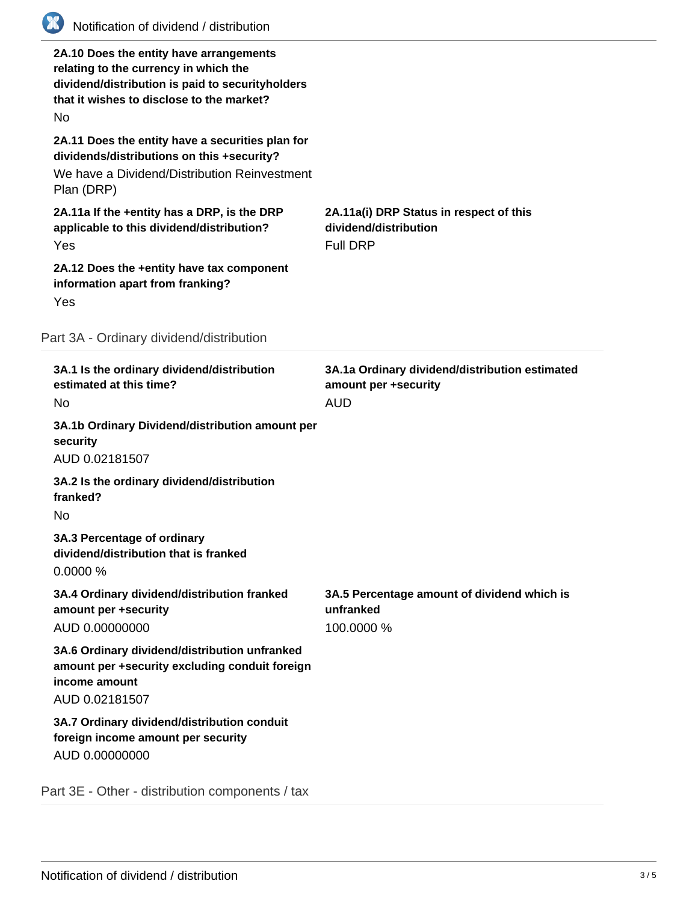**2A.10 Does the entity have arrangements relating to the currency in which the dividend/distribution is paid to securityholders that it wishes to disclose to the market?**

No

**2A.11 Does the entity have a securities plan for dividends/distributions on this +security?**

We have a Dividend/Distribution Reinvestment Plan (DRP)

**2A.11a If the +entity has a DRP, is the DRP applicable to this dividend/distribution?**

Yes

**2A.11a(i) DRP Status in respect of this dividend/distribution**

Full DRP

**2A.12 Does the +entity have tax component information apart from franking?**

Yes

## Part 3A - Ordinary dividend/distribution

**3A.1 Is the ordinary dividend/distribution estimated at this time?**

No

**3A.1a Ordinary dividend/distribution estimated amount per +security**

AUD

**3A.1b Ordinary Dividend/distribution amount per security**

AUD 0.02181507

**3A.2 Is the ordinary dividend/distribution franked?**

No

**3A.3 Percentage of ordinary dividend/distribution that is franked**

0.0000 %

**3A.4 Ordinary dividend/distribution franked amount per +security**

AUD 0.00000000

**3A.5 Percentage amount of dividend which is unfranked**

100.0000 %

**3A.6 Ordinary dividend/distribution unfranked amount per +security excluding conduit foreign income amount**

AUD 0.02181507

**3A.7 Ordinary dividend/distribution conduit foreign income amount per security**

AUD 0.00000000

## Part 3E - Other - distribution components / tax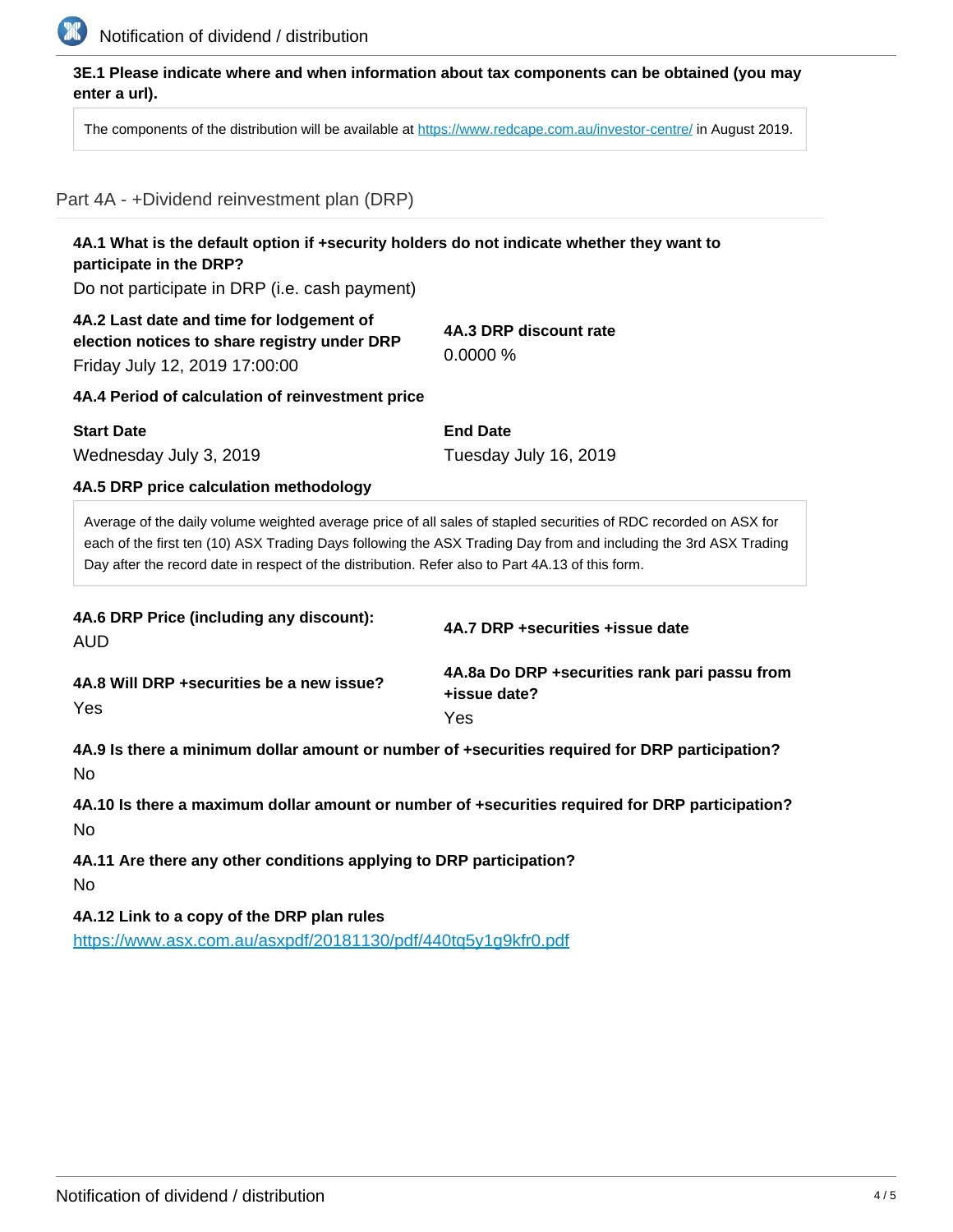**3E.1 Please indicate where and when information about tax components can be obtained (you may enter a url).**

The components of the distribution will be available at [https://www.redcape.com.au/investor-centre/](https://www.redcape.com.au/investor-centre/) in August 2019.

## Part 4A - +Dividend reinvestment plan (DRP)

**4A.1 What is the default option if +security holders do not indicate whether they want to participate in the DRP?**

Do not participate in DRP (i.e. cash payment)

**4A.2 Last date and time for lodgement of election notices to share registry under DRP**

Friday July 12, 2019 17:00:00

**4A.3 DRP discount rate**

0.0000 %

**4A.4 Period of calculation of reinvestment price**

**Start Date**

Wednesday July 3, 2019

**End Date**

Tuesday July 16, 2019

**4A.5 DRP price calculation methodology**

Average of the daily volume weighted average price of all sales of stapled securities of RDC recorded on ASX for each of the first ten (10) ASX Trading Days following the ASX Trading Day from and including the 3rd ASX Trading Day after the record date in respect of the distribution. Refer also to Part 4A.13 of this form.

**4A.6 DRP Price (including any discount):**

AUD

**4A.7 DRP +securities +issue date**

**4A.8 Will DRP +securities be a new issue?**

Yes

**4A.8a Do DRP +securities rank pari passu from +issue date?**

Yes

**4A.9 Is there a minimum dollar amount or number of +securities required for DRP participation?**

No

**4A.10 Is there a maximum dollar amount or number of +securities required for DRP participation?**

No

**4A.11 Are there any other conditions applying to DRP participation?**

No

**4A.12 Link to a copy of the DRP plan rules**

[https://www.asx.com.au/asxpdf/20181130/pdf/440tq5y1g9kfr0.pdf](https://www.asx.com.au/asxpdf/20181130/pdf/440tq5y1g9kfr0.pdf)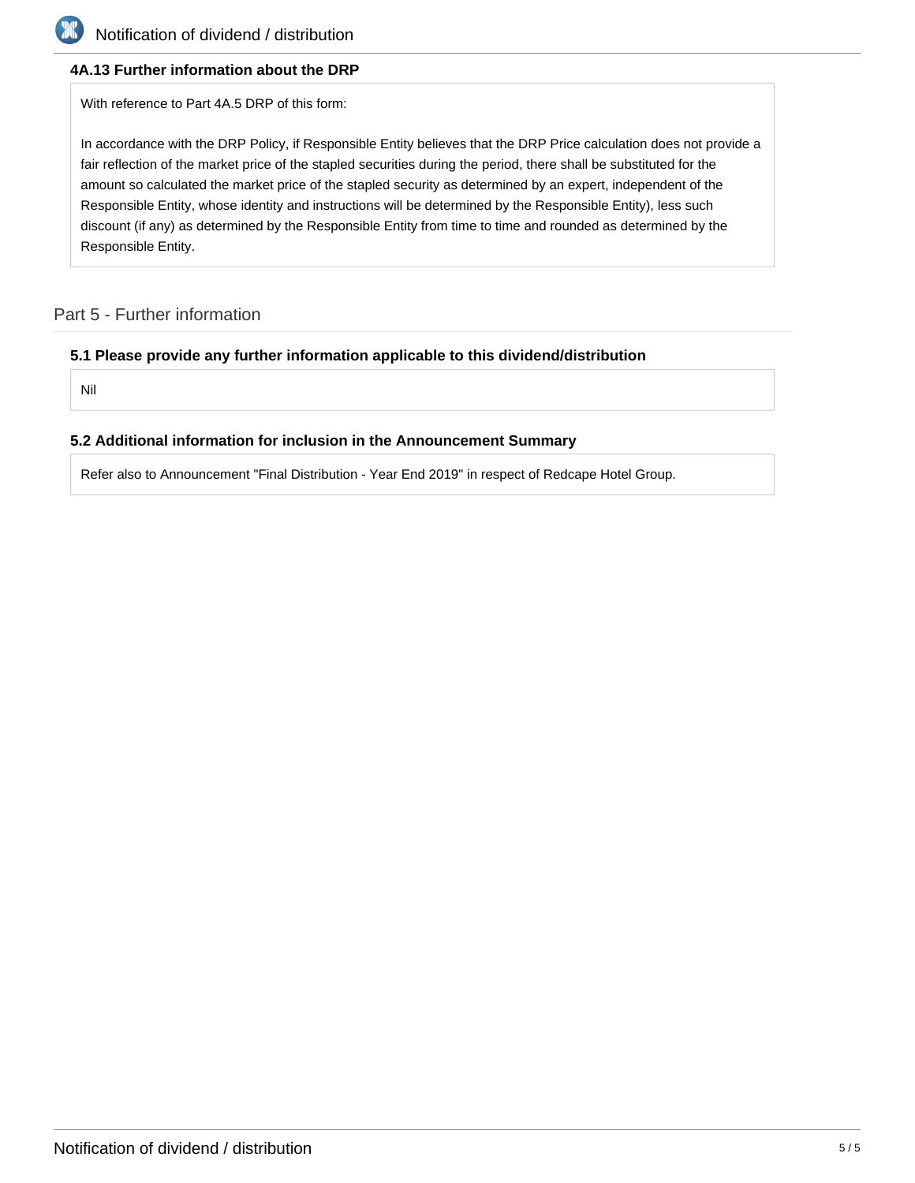### 4A.13 Further information about the DRP

With reference to Part 4A.5 DRP of this form:

In accordance with the DRP Policy, if Responsible Entity believes that the DRP Price calculation does not provide a fair reflection of the market price of the stapled securities during the period, there shall be substituted for the amount so calculated the market price of the stapled security as determined by an expert, independent of the Responsible Entity, whose identity and instructions will be determined by the Responsible Entity), less such discount (if any) as determined by the Responsible Entity from time to time and rounded as determined by the Responsible Entity.

## Part 5 - Further information

### 5.1 Please provide any further information applicable to this dividend/distribution

Nil

### 5.2 Additional information for inclusion in the Announcement Summary

Refer also to Announcement "Final Distribution - Year End 2019" in respect of Redcape Hotel Group.